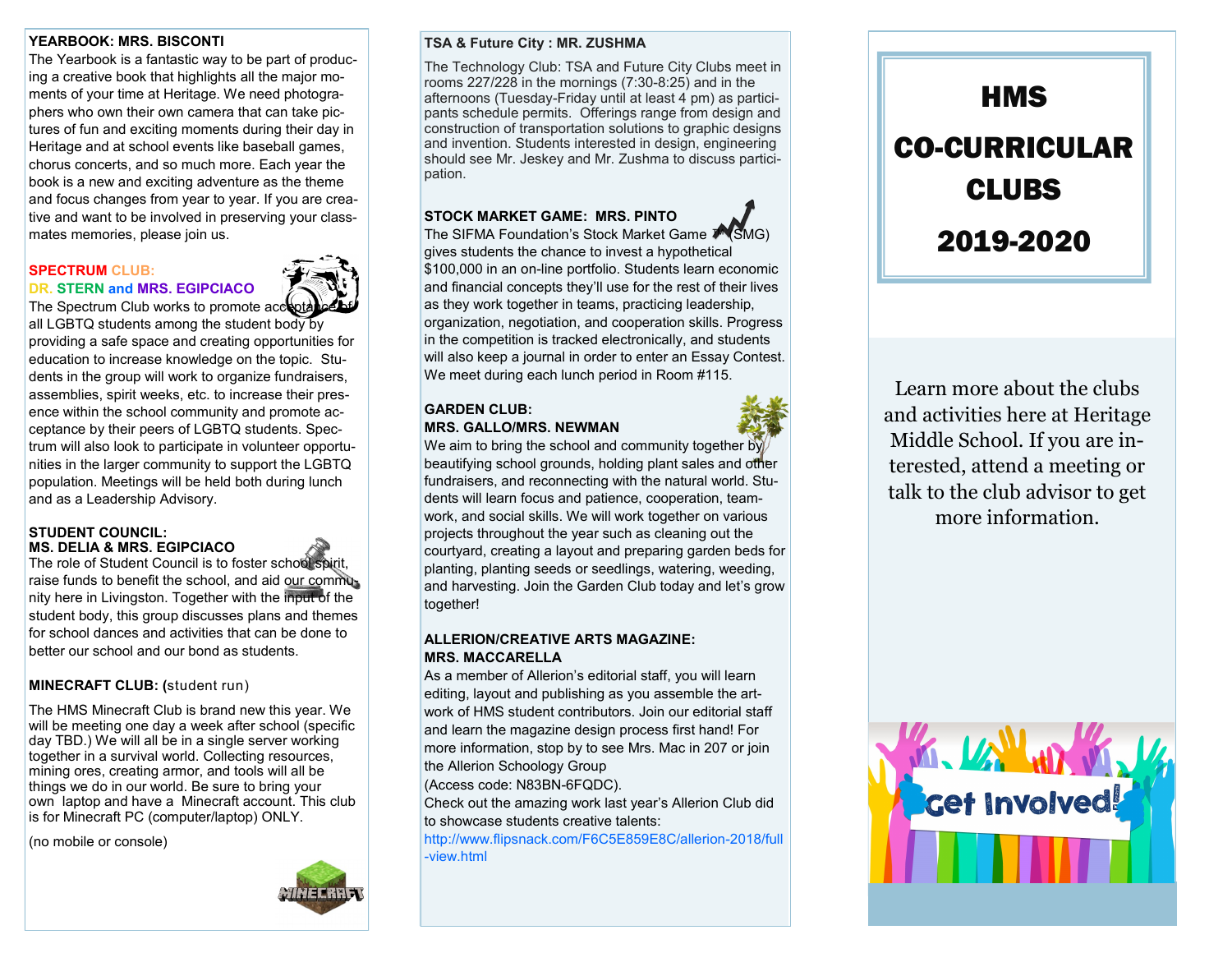**YEARBOOK: MRS. BISCONTI**

The Yearbook is a fantastic way to be part of producing a creative book that highlights all the major moments of your time at Heritage. We need photographers who own their own camera that can take pictures of fun and exciting moments during their day in Heritage and at school events like baseball games, chorus concerts, and so much more. Each year the book is a new and exciting adventure as the theme and focus changes from year to year. If you are creative and want to be involved in preserving your classmates memories, please join us.

**SPECTRUM CLUB:**
**DR. STERN and MRS. EGIPCIACO**

The Spectrum Club works to promote acceptance of all LGBTQ students among the student body by providing a safe space and creating opportunities for education to increase knowledge on the topic. Students in the group will work to organize fundraisers, assemblies, spirit weeks, etc. to increase their presence within the school community and promote acceptance by their peers of LGBTQ students. Spectrum will also look to participate in volunteer opportunities in the larger community to support the LGBTQ population. Meetings will be held both during lunch and as a Leadership Advisory.

**STUDENT COUNCIL:**
**MS. DELIA & MRS. EGIPCIACO**

The role of Student Council is to foster school spirit, raise funds to benefit the school, and aid our community here in Livingston. Together with the input of the student body, this group discusses plans and themes for school dances and activities that can be done to better our school and our bond as students.

**MINECRAFT CLUB: (**student run)

The HMS Minecraft Club is brand new this year. We will be meeting one day a week after school (specific day TBD.) We will all be in a single server working together in a survival world. Collecting resources, mining ores, creating armor, and tools will all be things we do in our world. Be sure to bring your own laptop and have a Minecraft account. This club is for Minecraft PC (computer/laptop) ONLY.

(no mobile or console)

**TSA & Future City : MR. ZUSHMA**

The Technology Club: TSA and Future City Clubs meet in rooms 227/228 in the mornings (7:30-8:25) and in the afternoons (Tuesday-Friday until at least 4 pm) as participants schedule permits. Offerings range from design and construction of transportation solutions to graphic designs and invention. Students interested in design, engineering should see Mr. Jeskey and Mr. Zushma to discuss participation.

**STOCK MARKET GAME: MRS. PINTO**

The SIFMA Foundation's Stock Market Game (SMG) gives students the chance to invest a hypothetical $100,000 in an on-line portfolio. Students learn economic and financial concepts they'll use for the rest of their lives as they work together in teams, practicing leadership, organization, negotiation, and cooperation skills. Progress in the competition is tracked electronically, and students will also keep a journal in order to enter an Essay Contest. We meet during each lunch period in Room #115.

**GARDEN CLUB:**
**MRS. GALLO/MRS. NEWMAN**

We aim to bring the school and community together by beautifying school grounds, holding plant sales and other fundraisers, and reconnecting with the natural world. Students will learn focus and patience, cooperation, teamwork, and social skills. We will work together on various projects throughout the year such as cleaning out the courtyard, creating a layout and preparing garden beds for planting, planting seeds or seedlings, watering, weeding, and harvesting. Join the Garden Club today and let's grow together!

**ALLERION/CREATIVE ARTS MAGAZINE:**
**MRS. MACCARELLA**

As a member of Allerion's editorial staff, you will learn editing, layout and publishing as you assemble the artwork of HMS student contributors. Join our editorial staff and learn the magazine design process first hand! For more information, stop by to see Mrs. Mac in 207 or join the Allerion Schoology Group
(Access code: N83BN-6FQDC).
Check out the amazing work last year's Allerion Club did to showcase students creative talents:
http://www.flipsnack.com/F6C5E859E8C/allerion-2018/full-view.html

# HMS CO-CURRICULAR CLUBS 2019-2020

Learn more about the clubs and activities here at Heritage Middle School. If you are interested, attend a meeting or talk to the club advisor to get more information.

Get Involved!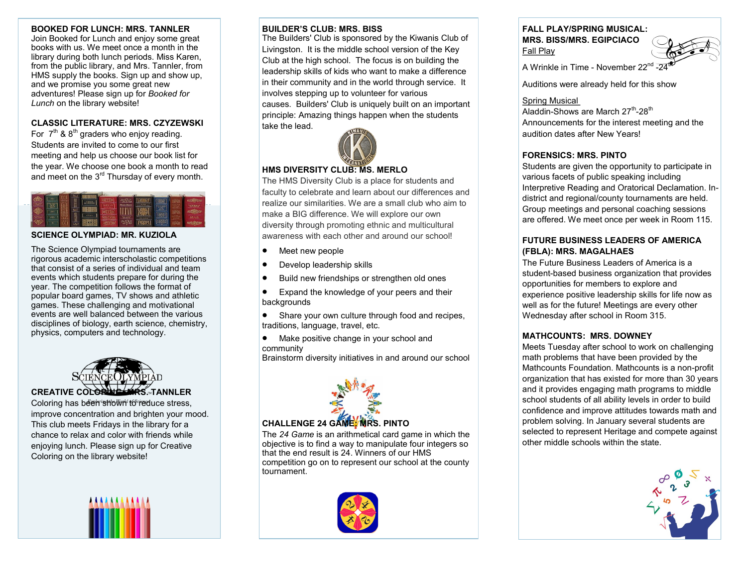## BOOKED FOR LUNCH: MRS. TANNLER

Join Booked for Lunch and enjoy some great books with us. We meet once a month in the library during both lunch periods. Miss Karen, from the public library, and Mrs. Tannler, from HMS supply the books. Sign up and show up, and we promise you some great new adventures! Please sign up for *Booked for Lunch* on the library website!

## CLASSIC LITERATURE: MRS. CZYZEWSKI

For 7th & 8th graders who enjoy reading. Students are invited to come to our first meeting and help us choose our book list for the year. We choose one book a month to read and meet on the 3rd Thursday of every month.

## SCIENCE OLYMPIAD: MR. KUZIOLA

The Science Olympiad tournaments are rigorous academic interscholastic competitions that consist of a series of individual and team events which students prepare for during the year. The competition follows the format of popular board games, TV shows and athletic games. These challenging and motivational events are well balanced between the various disciplines of biology, earth science, chemistry, physics, computers and technology.

## CREATIVE COLORING: MRS. TANNLER

Coloring has been shown to reduce stress, improve concentration and brighten your mood. This club meets Fridays in the library for a chance to relax and color with friends while enjoying lunch. Please sign up for Creative Coloring on the library website!

## BUILDER'S CLUB: MRS. BISS

The Builders' Club is sponsored by the Kiwanis Club of Livingston. It is the middle school version of the Key Club at the high school. The focus is on building the leadership skills of kids who want to make a difference in their community and in the world through service. It involves stepping up to volunteer for various causes. Builders' Club is uniquely built on an important principle: Amazing things happen when the students take the lead.

## HMS DIVERSITY CLUB: MS. MERLO

The HMS Diversity Club is a place for students and faculty to celebrate and learn about our differences and realize our similarities. We are a small club who aim to make a BIG difference. We will explore our own diversity through promoting ethnic and multicultural awareness with each other and around our school!

- Meet new people
- Develop leadership skills
- Build new friendships or strengthen old ones
- Expand the knowledge of your peers and their backgrounds
- Share your own culture through food and recipes, traditions, language, travel, etc.
- Make positive change in your school and community

Brainstorm diversity initiatives in and around our school

## CHALLENGE 24 GAME: MRS. PINTO

The *24 Game* is an arithmetical card game in which the objective is to find a way to manipulate four integers so that the end result is 24. Winners of our HMS competition go on to represent our school at the county tournament.

## FALL PLAY/SPRING MUSICAL: MRS. BISS/MRS. EGIPCIACO

Fall Play

A Wrinkle in Time - November 22nd -24th

Auditions were already held for this show

Spring Musical

Aladdin-Shows are March 27th-28th

Announcements for the interest meeting and the audition dates after New Years!

## FORENSICS: MRS. PINTO

Students are given the opportunity to participate in various facets of public speaking including Interpretive Reading and Oratorical Declamation. In-district and regional/county tournaments are held. Group meetings and personal coaching sessions are offered. We meet once per week in Room 115.

## FUTURE BUSINESS LEADERS OF AMERICA (FBLA): MRS. MAGALHAES

The Future Business Leaders of America is a student-based business organization that provides opportunities for members to explore and experience positive leadership skills for life now as well as for the future! Meetings are every other Wednesday after school in Room 315.

## MATHCOUNTS: MRS. DOWNEY

Meets Tuesday after school to work on challenging math problems that have been provided by the Mathcounts Foundation. Mathcounts is a non-profit organization that has existed for more than 30 years and it provides engaging math programs to middle school students of all ability levels in order to build confidence and improve attitudes towards math and problem solving. In January several students are selected to represent Heritage and compete against other middle schools within the state.